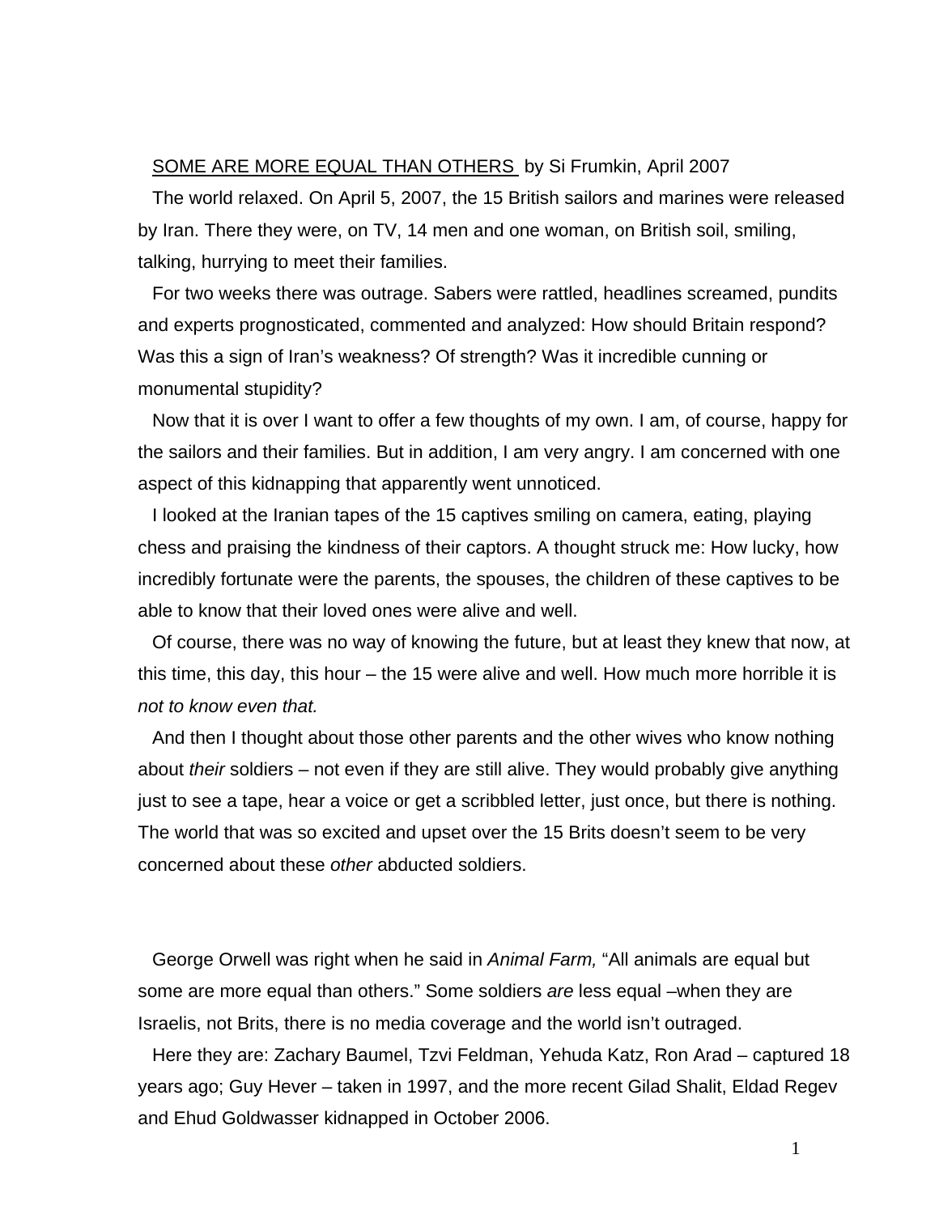<u>SOME ARE MORE EQUAL THAN OTHERS</u> by Si Frumkin, April 2007

The world relaxed. On April 5, 2007, the 15 British sailors and marines were released by Iran. There they were, on TV, 14 men and one woman, on British soil, smiling, talking, hurrying to meet their families.

For two weeks there was outrage. Sabers were rattled, headlines screamed, pundits and experts prognosticated, commented and analyzed: How should Britain respond? Was this a sign of Iran's weakness? Of strength? Was it incredible cunning or monumental stupidity?

Now that it is over I want to offer a few thoughts of my own. I am, of course, happy for the sailors and their families. But in addition, I am very angry. I am concerned with one aspect of this kidnapping that apparently went unnoticed.

I looked at the Iranian tapes of the 15 captives smiling on camera, eating, playing chess and praising the kindness of their captors. A thought struck me: How lucky, how incredibly fortunate were the parents, the spouses, the children of these captives to be able to know that their loved ones were alive and well.

Of course, there was no way of knowing the future, but at least they knew that now, at this time, this day, this hour – the 15 were alive and well. How much more horrible it is *not to know even that.*

And then I thought about those other parents and the other wives who know nothing about *their* soldiers – not even if they are still alive. They would probably give anything just to see a tape, hear a voice or get a scribbled letter, just once, but there is nothing. The world that was so excited and upset over the 15 Brits doesn't seem to be very concerned about these *other* abducted soldiers.

George Orwell was right when he said in *Animal Farm,* "All animals are equal but some are more equal than others." Some soldiers *are* less equal –when they are Israelis, not Brits, there is no media coverage and the world isn't outraged.

Here they are: Zachary Baumel, Tzvi Feldman, Yehuda Katz, Ron Arad – captured 18 years ago; Guy Hever – taken in 1997, and the more recent Gilad Shalit, Eldad Regev and Ehud Goldwasser kidnapped in October 2006.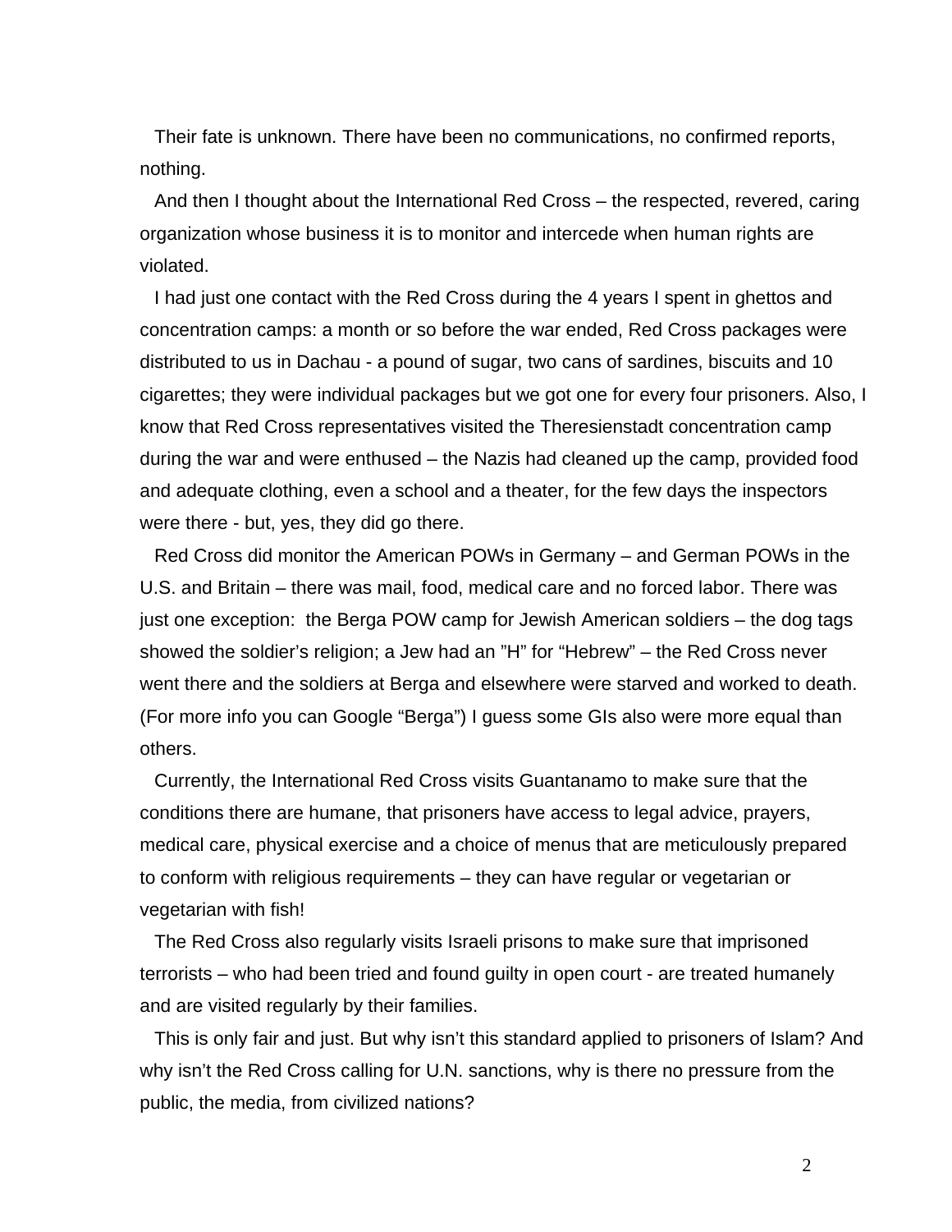Their fate is unknown. There have been no communications, no confirmed reports, nothing.

And then I thought about the International Red Cross – the respected, revered, caring organization whose business it is to monitor and intercede when human rights are violated.

I had just one contact with the Red Cross during the 4 years I spent in ghettos and concentration camps: a month or so before the war ended, Red Cross packages were distributed to us in Dachau - a pound of sugar, two cans of sardines, biscuits and 10 cigarettes; they were individual packages but we got one for every four prisoners. Also, I know that Red Cross representatives visited the Theresienstadt concentration camp during the war and were enthused – the Nazis had cleaned up the camp, provided food and adequate clothing, even a school and a theater, for the few days the inspectors were there - but, yes, they did go there.

Red Cross did monitor the American POWs in Germany – and German POWs in the U.S. and Britain – there was mail, food, medical care and no forced labor. There was just one exception: the Berga POW camp for Jewish American soldiers – the dog tags showed the soldier's religion; a Jew had an "H" for "Hebrew" – the Red Cross never went there and the soldiers at Berga and elsewhere were starved and worked to death. (For more info you can Google "Berga") I guess some GIs also were more equal than others.

Currently, the International Red Cross visits Guantanamo to make sure that the conditions there are humane, that prisoners have access to legal advice, prayers, medical care, physical exercise and a choice of menus that are meticulously prepared to conform with religious requirements – they can have regular or vegetarian or vegetarian with fish!

The Red Cross also regularly visits Israeli prisons to make sure that imprisoned terrorists – who had been tried and found guilty in open court - are treated humanely and are visited regularly by their families.

This is only fair and just. But why isn't this standard applied to prisoners of Islam? And why isn't the Red Cross calling for U.N. sanctions, why is there no pressure from the public, the media, from civilized nations?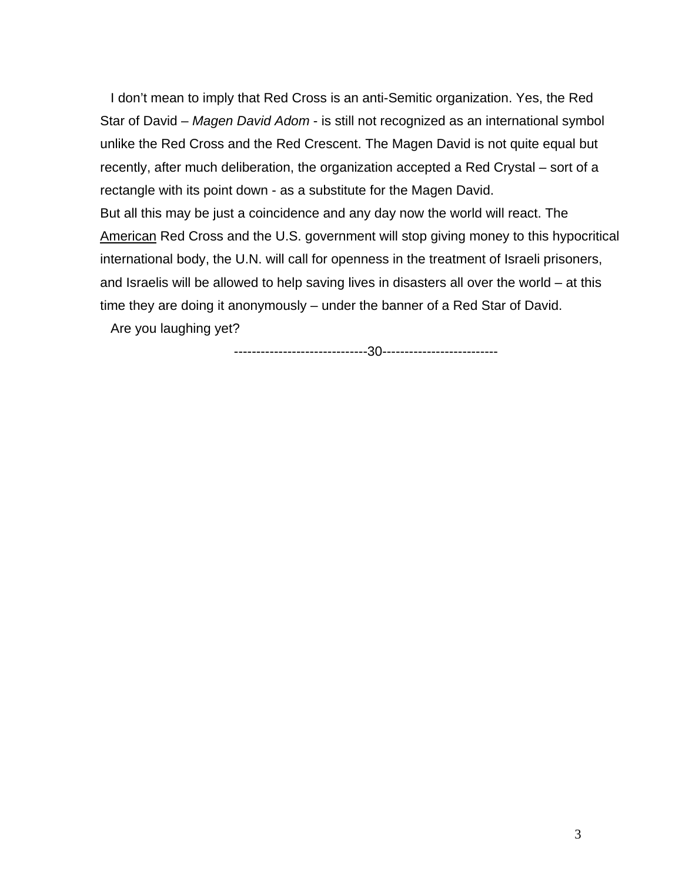I don't mean to imply that Red Cross is an anti-Semitic organization. Yes, the Red Star of David – *Magen David Adom* - is still not recognized as an international symbol unlike the Red Cross and the Red Crescent. The Magen David is not quite equal but recently, after much deliberation, the organization accepted a Red Crystal – sort of a rectangle with its point down - as a substitute for the Magen David.

But all this may be just a coincidence and any day now the world will react. The <u>American</u> Red Cross and the U.S. government will stop giving money to this hypocritical international body, the U.N. will call for openness in the treatment of Israeli prisoners, and Israelis will be allowed to help saving lives in disasters all over the world – at this time they are doing it anonymously – under the banner of a Red Star of David.

Are you laughing yet?

------------------------------30--------------------------